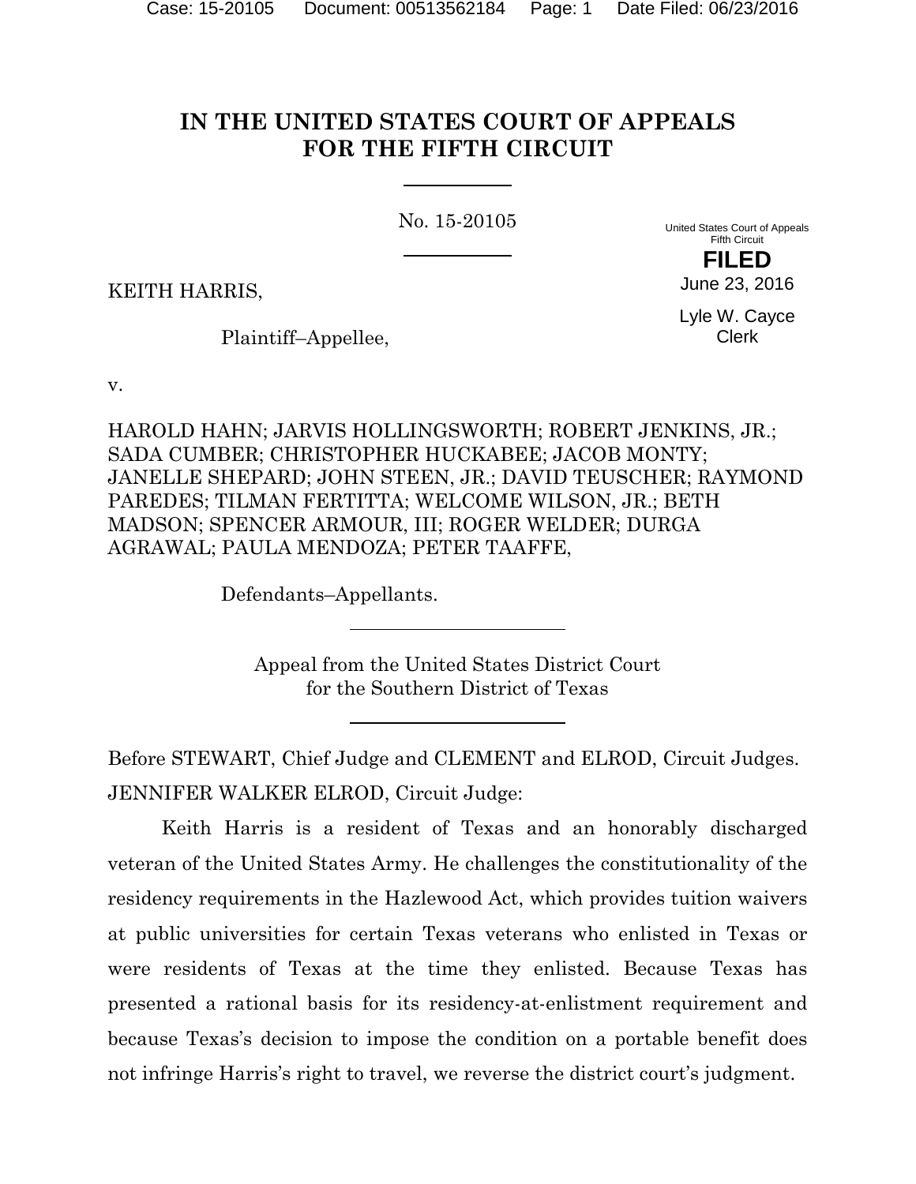# IN THE UNITED STATES COURT OF APPEALS FOR THE FIFTH CIRCUIT

No. 15-20105

United States Court of Appeals
Fifth Circuit

**FILED**

June 23, 2016

Lyle W. Cayce
Clerk

KEITH HARRIS,

Plaintiff–Appellee,

v.

HAROLD HAHN; JARVIS HOLLINGSWORTH; ROBERT JENKINS, JR.; SADA CUMBER; CHRISTOPHER HUCKABEE; JACOB MONTY; JANELLE SHEPARD; JOHN STEEN, JR.; DAVID TEUSCHER; RAYMOND PAREDES; TILMAN FERTITTA; WELCOME WILSON, JR.; BETH MADSON; SPENCER ARMOUR, III; ROGER WELDER; DURGA AGRAWAL; PAULA MENDOZA; PETER TAAFFE,

Defendants–Appellants.

Appeal from the United States District Court for the Southern District of Texas

Before STEWART, Chief Judge and CLEMENT and ELROD, Circuit Judges.

JENNIFER WALKER ELROD, Circuit Judge:

Keith Harris is a resident of Texas and an honorably discharged veteran of the United States Army. He challenges the constitutionality of the residency requirements in the Hazlewood Act, which provides tuition waivers at public universities for certain Texas veterans who enlisted in Texas or were residents of Texas at the time they enlisted. Because Texas has presented a rational basis for its residency-at-enlistment requirement and because Texas's decision to impose the condition on a portable benefit does not infringe Harris's right to travel, we reverse the district court's judgment.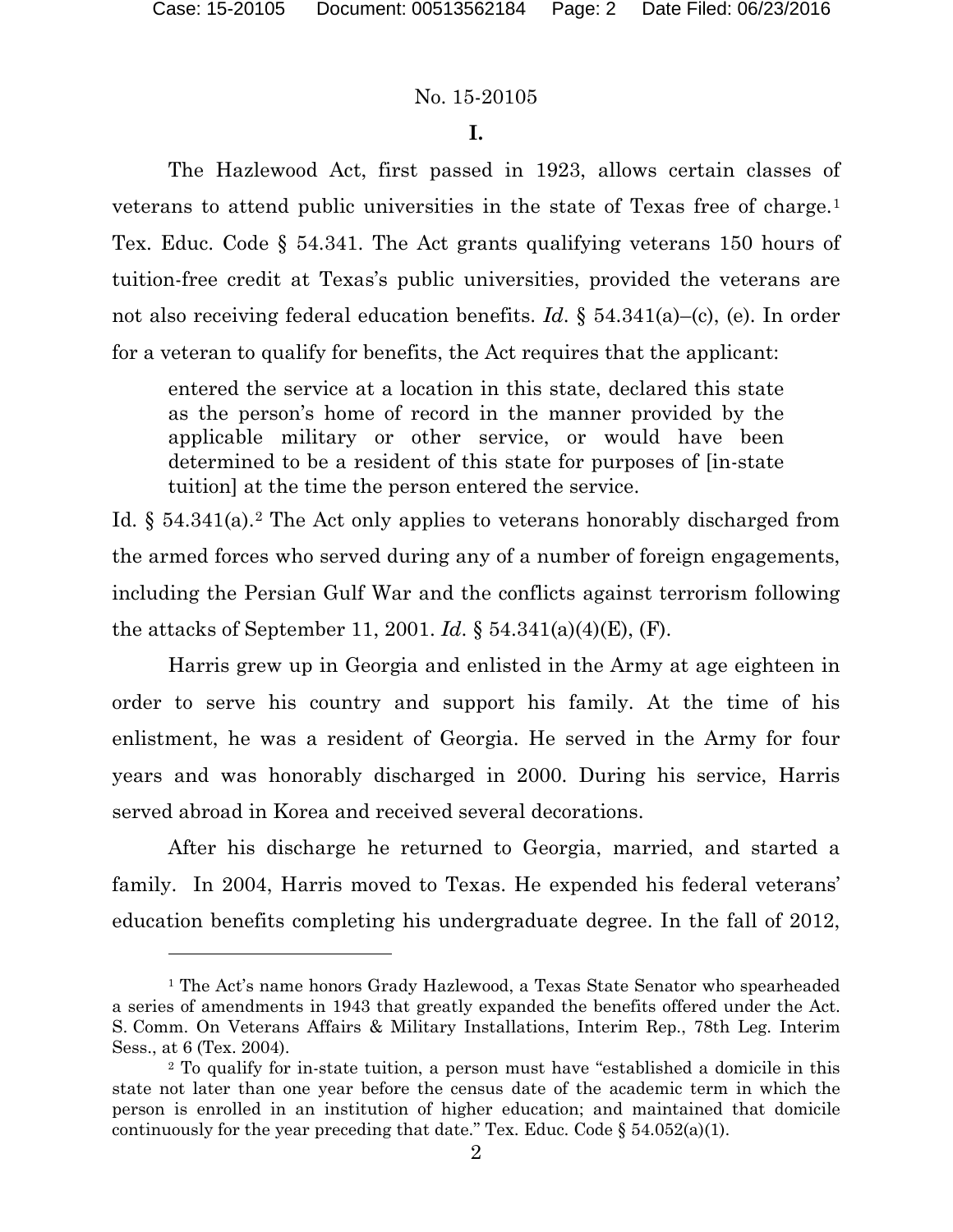No. 15-20105

## I.

The Hazlewood Act, first passed in 1923, allows certain classes of veterans to attend public universities in the state of Texas free of charge.[1] Tex. Educ. Code § 54.341. The Act grants qualifying veterans 150 hours of tuition-free credit at Texas's public universities, provided the veterans are not also receiving federal education benefits. *Id*. § 54.341(a)–(c), (e). In order for a veteran to qualify for benefits, the Act requires that the applicant:

> entered the service at a location in this state, declared this state as the person's home of record in the manner provided by the applicable military or other service, or would have been determined to be a resident of this state for purposes of [in-state tuition] at the time the person entered the service.

Id. § 54.341(a).[2] The Act only applies to veterans honorably discharged from the armed forces who served during any of a number of foreign engagements, including the Persian Gulf War and the conflicts against terrorism following the attacks of September 11, 2001. *Id*. § 54.341(a)(4)(E), (F).

Harris grew up in Georgia and enlisted in the Army at age eighteen in order to serve his country and support his family. At the time of his enlistment, he was a resident of Georgia. He served in the Army for four years and was honorably discharged in 2000. During his service, Harris served abroad in Korea and received several decorations.

After his discharge he returned to Georgia, married, and started a family. In 2004, Harris moved to Texas. He expended his federal veterans' education benefits completing his undergraduate degree. In the fall of 2012,

---

[1] The Act's name honors Grady Hazlewood, a Texas State Senator who spearheaded a series of amendments in 1943 that greatly expanded the benefits offered under the Act. S. Comm. On Veterans Affairs & Military Installations, Interim Rep., 78th Leg. Interim Sess., at 6 (Tex. 2004).

[2] To qualify for in-state tuition, a person must have "established a domicile in this state not later than one year before the census date of the academic term in which the person is enrolled in an institution of higher education; and maintained that domicile continuously for the year preceding that date." Tex. Educ. Code § 54.052(a)(1).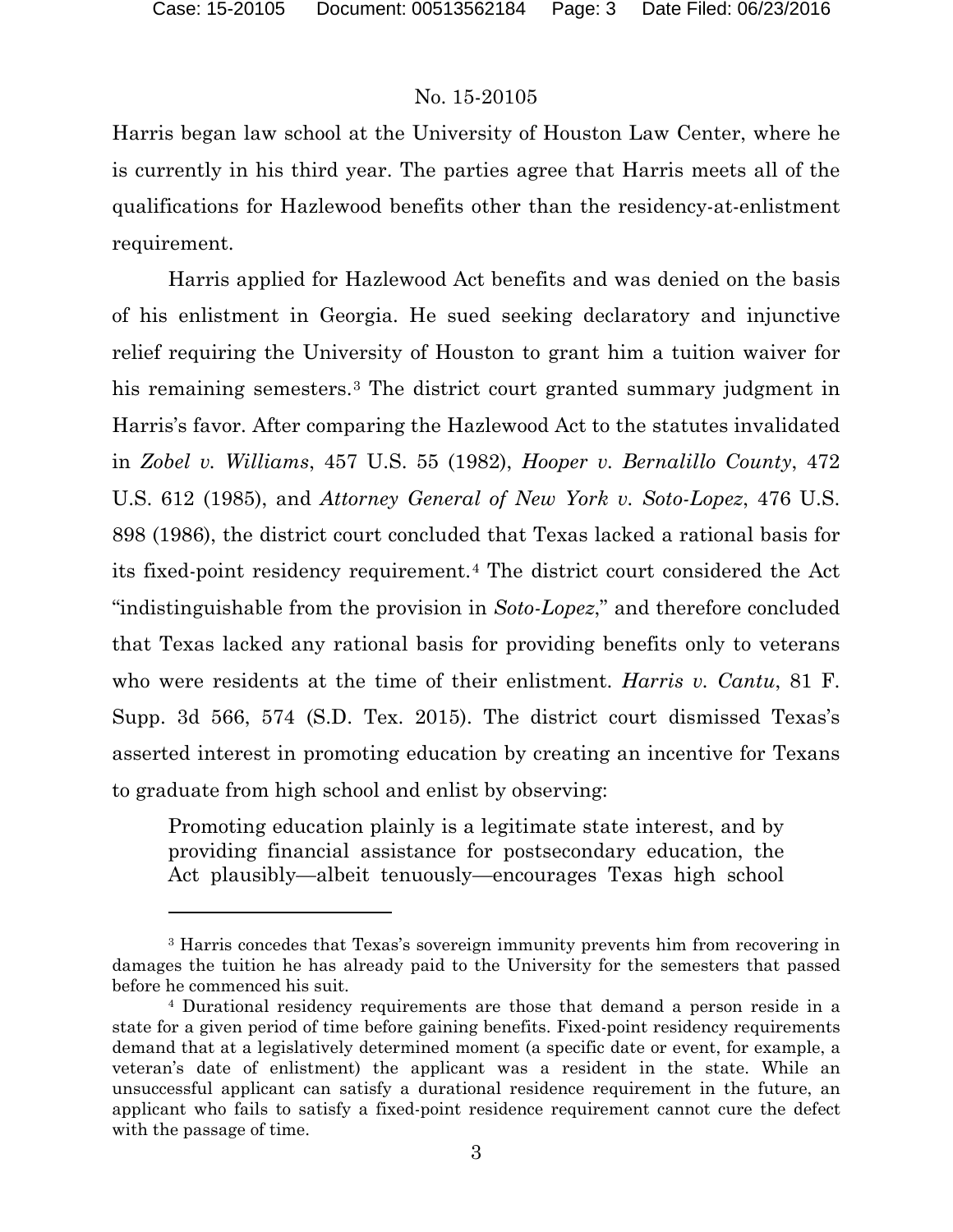Harris began law school at the University of Houston Law Center, where he is currently in his third year. The parties agree that Harris meets all of the qualifications for Hazlewood benefits other than the residency-at-enlistment requirement.

Harris applied for Hazlewood Act benefits and was denied on the basis of his enlistment in Georgia. He sued seeking declaratory and injunctive relief requiring the University of Houston to grant him a tuition waiver for his remaining semesters.[3] The district court granted summary judgment in Harris's favor. After comparing the Hazlewood Act to the statutes invalidated in *Zobel v. Williams*, 457 U.S. 55 (1982), *Hooper v. Bernalillo County*, 472 U.S. 612 (1985), and *Attorney General of New York v. Soto-Lopez*, 476 U.S. 898 (1986), the district court concluded that Texas lacked a rational basis for its fixed-point residency requirement.[4] The district court considered the Act "indistinguishable from the provision in *Soto-Lopez*," and therefore concluded that Texas lacked any rational basis for providing benefits only to veterans who were residents at the time of their enlistment. *Harris v. Cantu*, 81 F. Supp. 3d 566, 574 (S.D. Tex. 2015). The district court dismissed Texas's asserted interest in promoting education by creating an incentive for Texans to graduate from high school and enlist by observing:

> Promoting education plainly is a legitimate state interest, and by providing financial assistance for postsecondary education, the Act plausibly—albeit tenuously—encourages Texas high school

---

[3] Harris concedes that Texas's sovereign immunity prevents him from recovering in damages the tuition he has already paid to the University for the semesters that passed before he commenced his suit.

[4] Durational residency requirements are those that demand a person reside in a state for a given period of time before gaining benefits. Fixed-point residency requirements demand that at a legislatively determined moment (a specific date or event, for example, a veteran's date of enlistment) the applicant was a resident in the state. While an unsuccessful applicant can satisfy a durational residence requirement in the future, an applicant who fails to satisfy a fixed-point residence requirement cannot cure the defect with the passage of time.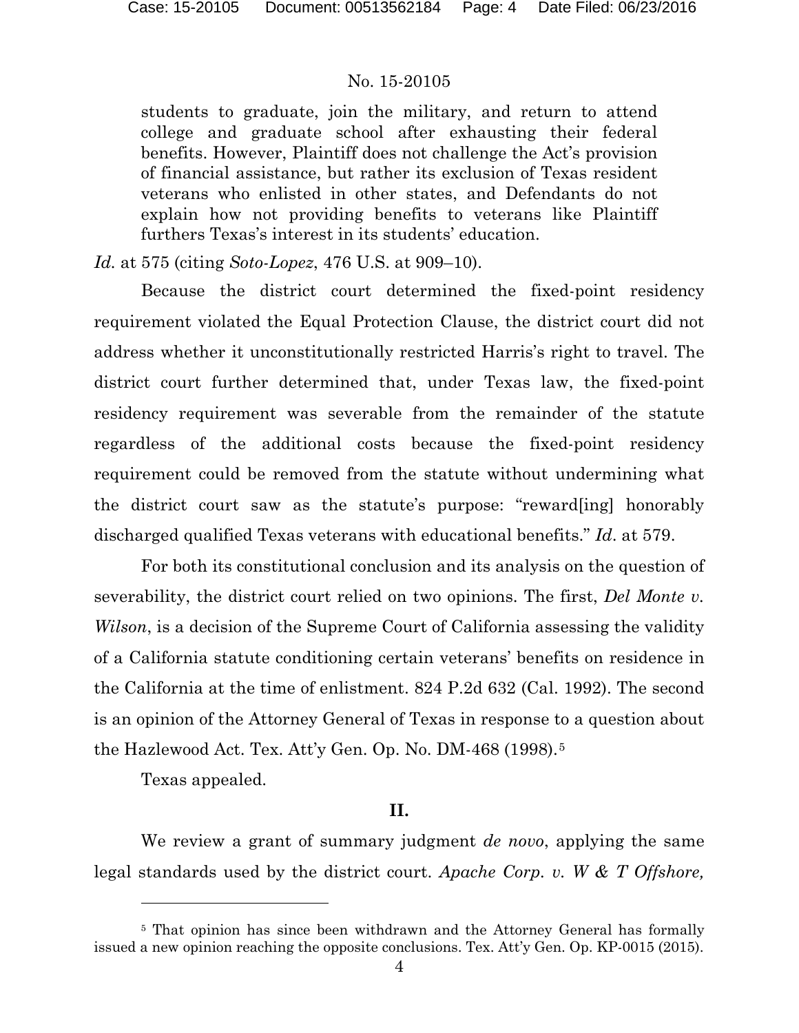> students to graduate, join the military, and return to attend college and graduate school after exhausting their federal benefits. However, Plaintiff does not challenge the Act's provision of financial assistance, but rather its exclusion of Texas resident veterans who enlisted in other states, and Defendants do not explain how not providing benefits to veterans like Plaintiff furthers Texas's interest in its students' education.

*Id.* at 575 (citing *Soto-Lopez*, 476 U.S. at 909–10).

Because the district court determined the fixed-point residency requirement violated the Equal Protection Clause, the district court did not address whether it unconstitutionally restricted Harris's right to travel. The district court further determined that, under Texas law, the fixed-point residency requirement was severable from the remainder of the statute regardless of the additional costs because the fixed-point residency requirement could be removed from the statute without undermining what the district court saw as the statute's purpose: "reward[ing] honorably discharged qualified Texas veterans with educational benefits." *Id.* at 579.

For both its constitutional conclusion and its analysis on the question of severability, the district court relied on two opinions. The first, *Del Monte v. Wilson*, is a decision of the Supreme Court of California assessing the validity of a California statute conditioning certain veterans' benefits on residence in the California at the time of enlistment. 824 P.2d 632 (Cal. 1992). The second is an opinion of the Attorney General of Texas in response to a question about the Hazlewood Act. Tex. Att'y Gen. Op. No. DM-468 (1998).[5]

Texas appealed.

## II.

We review a grant of summary judgment *de novo*, applying the same legal standards used by the district court. *Apache Corp. v. W & T Offshore,*

---

[5] That opinion has since been withdrawn and the Attorney General has formally issued a new opinion reaching the opposite conclusions. Tex. Att'y Gen. Op. KP-0015 (2015).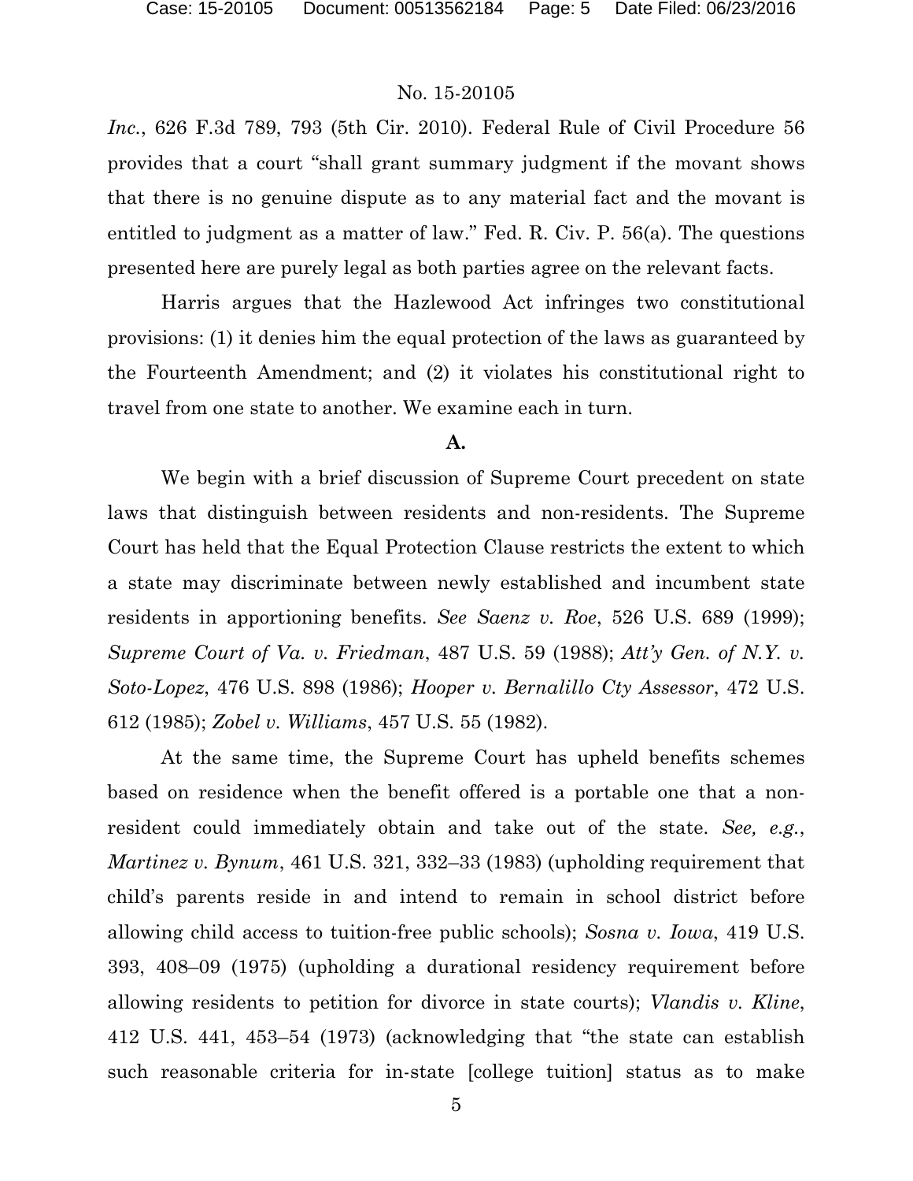*Inc.*, 626 F.3d 789, 793 (5th Cir. 2010). Federal Rule of Civil Procedure 56 provides that a court "shall grant summary judgment if the movant shows that there is no genuine dispute as to any material fact and the movant is entitled to judgment as a matter of law." Fed. R. Civ. P. 56(a). The questions presented here are purely legal as both parties agree on the relevant facts.

Harris argues that the Hazlewood Act infringes two constitutional provisions: (1) it denies him the equal protection of the laws as guaranteed by the Fourteenth Amendment; and (2) it violates his constitutional right to travel from one state to another. We examine each in turn.

**A.**

We begin with a brief discussion of Supreme Court precedent on state laws that distinguish between residents and non-residents. The Supreme Court has held that the Equal Protection Clause restricts the extent to which a state may discriminate between newly established and incumbent state residents in apportioning benefits. *See Saenz v. Roe*, 526 U.S. 689 (1999); *Supreme Court of Va. v. Friedman*, 487 U.S. 59 (1988); *Att'y Gen. of N.Y. v. Soto-Lopez*, 476 U.S. 898 (1986); *Hooper v. Bernalillo Cty Assessor*, 472 U.S. 612 (1985); *Zobel v. Williams*, 457 U.S. 55 (1982).

At the same time, the Supreme Court has upheld benefits schemes based on residence when the benefit offered is a portable one that a non-resident could immediately obtain and take out of the state. *See, e.g.*, *Martinez v. Bynum*, 461 U.S. 321, 332–33 (1983) (upholding requirement that child's parents reside in and intend to remain in school district before allowing child access to tuition-free public schools); *Sosna v. Iowa*, 419 U.S. 393, 408–09 (1975) (upholding a durational residency requirement before allowing residents to petition for divorce in state courts); *Vlandis v. Kline*, 412 U.S. 441, 453–54 (1973) (acknowledging that "the state can establish such reasonable criteria for in-state [college tuition] status as to make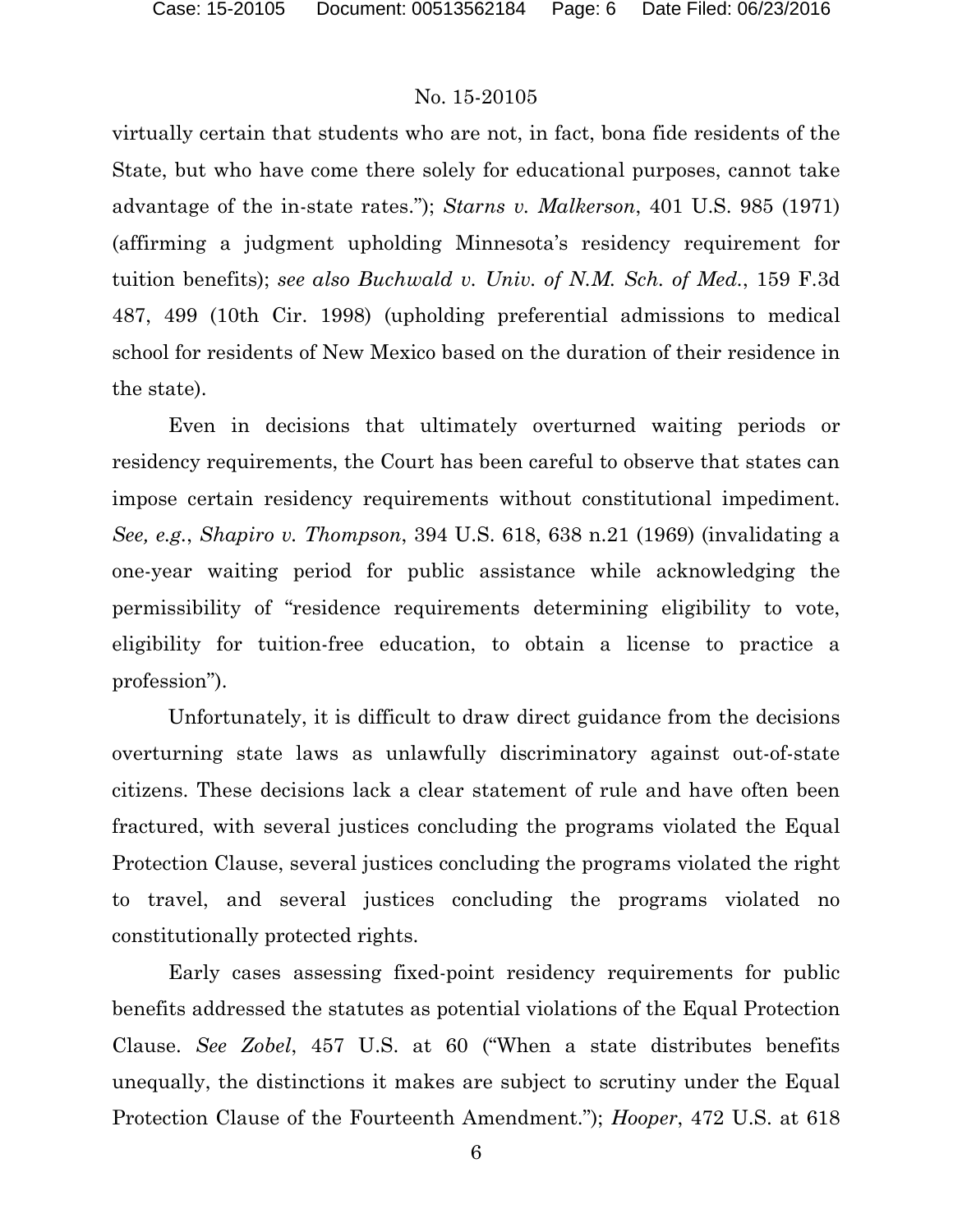virtually certain that students who are not, in fact, bona fide residents of the State, but who have come there solely for educational purposes, cannot take advantage of the in-state rates."); *Starns v. Malkerson*, 401 U.S. 985 (1971) (affirming a judgment upholding Minnesota's residency requirement for tuition benefits); *see also Buchwald v. Univ. of N.M. Sch. of Med.*, 159 F.3d 487, 499 (10th Cir. 1998) (upholding preferential admissions to medical school for residents of New Mexico based on the duration of their residence in the state).

Even in decisions that ultimately overturned waiting periods or residency requirements, the Court has been careful to observe that states can impose certain residency requirements without constitutional impediment. *See, e.g.*, *Shapiro v. Thompson*, 394 U.S. 618, 638 n.21 (1969) (invalidating a one-year waiting period for public assistance while acknowledging the permissibility of "residence requirements determining eligibility to vote, eligibility for tuition-free education, to obtain a license to practice a profession").

Unfortunately, it is difficult to draw direct guidance from the decisions overturning state laws as unlawfully discriminatory against out-of-state citizens. These decisions lack a clear statement of rule and have often been fractured, with several justices concluding the programs violated the Equal Protection Clause, several justices concluding the programs violated the right to travel, and several justices concluding the programs violated no constitutionally protected rights.

Early cases assessing fixed-point residency requirements for public benefits addressed the statutes as potential violations of the Equal Protection Clause. *See Zobel*, 457 U.S. at 60 ("When a state distributes benefits unequally, the distinctions it makes are subject to scrutiny under the Equal Protection Clause of the Fourteenth Amendment."); *Hooper*, 472 U.S. at 618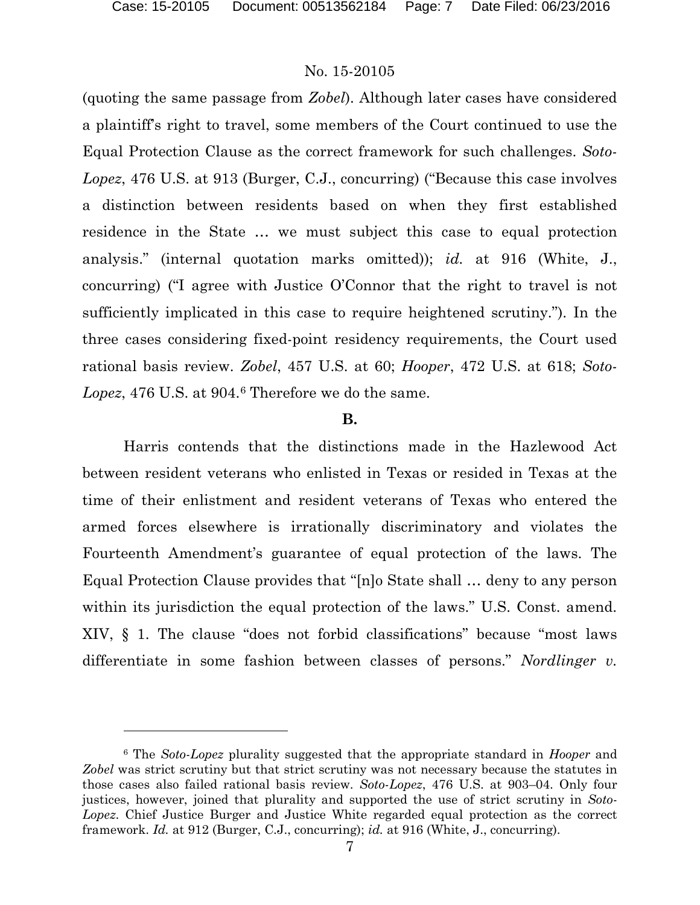(quoting the same passage from *Zobel*). Although later cases have considered a plaintiff's right to travel, some members of the Court continued to use the Equal Protection Clause as the correct framework for such challenges. *Soto-Lopez*, 476 U.S. at 913 (Burger, C.J., concurring) ("Because this case involves a distinction between residents based on when they first established residence in the State … we must subject this case to equal protection analysis." (internal quotation marks omitted)); *id.* at 916 (White, J., concurring) ("I agree with Justice O'Connor that the right to travel is not sufficiently implicated in this case to require heightened scrutiny."). In the three cases considering fixed-point residency requirements, the Court used rational basis review. *Zobel*, 457 U.S. at 60; *Hooper*, 472 U.S. at 618; *Soto-Lopez*, 476 U.S. at 904.[6] Therefore we do the same.

**B.**

Harris contends that the distinctions made in the Hazlewood Act between resident veterans who enlisted in Texas or resided in Texas at the time of their enlistment and resident veterans of Texas who entered the armed forces elsewhere is irrationally discriminatory and violates the Fourteenth Amendment's guarantee of equal protection of the laws. The Equal Protection Clause provides that "[n]o State shall … deny to any person within its jurisdiction the equal protection of the laws." U.S. Const. amend. XIV, § 1. The clause "does not forbid classifications" because "most laws differentiate in some fashion between classes of persons." *Nordlinger v.*

---

[6] The *Soto-Lopez* plurality suggested that the appropriate standard in *Hooper* and *Zobel* was strict scrutiny but that strict scrutiny was not necessary because the statutes in those cases also failed rational basis review. *Soto-Lopez*, 476 U.S. at 903–04. Only four justices, however, joined that plurality and supported the use of strict scrutiny in *Soto-Lopez*. Chief Justice Burger and Justice White regarded equal protection as the correct framework. *Id.* at 912 (Burger, C.J., concurring); *id.* at 916 (White, J., concurring).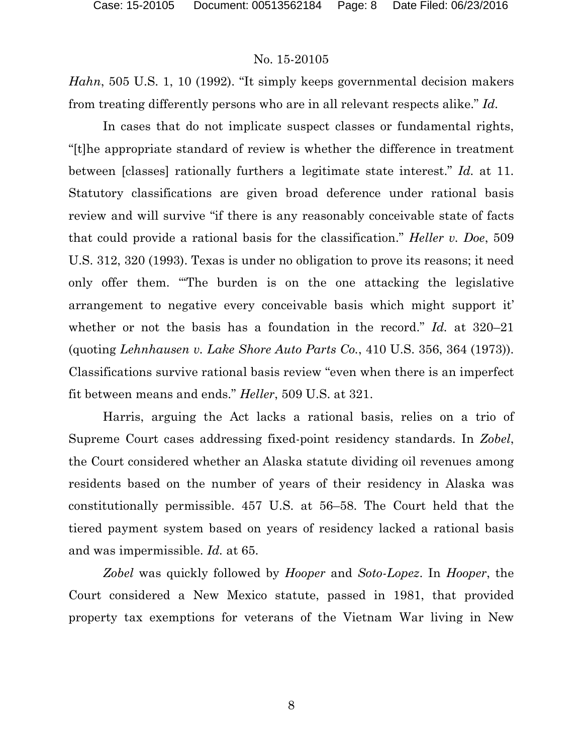*Hahn*, 505 U.S. 1, 10 (1992). "It simply keeps governmental decision makers from treating differently persons who are in all relevant respects alike." *Id.*

In cases that do not implicate suspect classes or fundamental rights, "[t]he appropriate standard of review is whether the difference in treatment between [classes] rationally furthers a legitimate state interest." *Id.* at 11. Statutory classifications are given broad deference under rational basis review and will survive "if there is any reasonably conceivable state of facts that could provide a rational basis for the classification." *Heller v. Doe*, 509 U.S. 312, 320 (1993). Texas is under no obligation to prove its reasons; it need only offer them. "'The burden is on the one attacking the legislative arrangement to negative every conceivable basis which might support it' whether or not the basis has a foundation in the record." *Id.* at 320–21 (quoting *Lehnhausen v. Lake Shore Auto Parts Co.*, 410 U.S. 356, 364 (1973)). Classifications survive rational basis review "even when there is an imperfect fit between means and ends." *Heller*, 509 U.S. at 321.

Harris, arguing the Act lacks a rational basis, relies on a trio of Supreme Court cases addressing fixed-point residency standards. In *Zobel*, the Court considered whether an Alaska statute dividing oil revenues among residents based on the number of years of their residency in Alaska was constitutionally permissible. 457 U.S. at 56–58. The Court held that the tiered payment system based on years of residency lacked a rational basis and was impermissible. *Id.* at 65.

*Zobel* was quickly followed by *Hooper* and *Soto-Lopez*. In *Hooper*, the Court considered a New Mexico statute, passed in 1981, that provided property tax exemptions for veterans of the Vietnam War living in New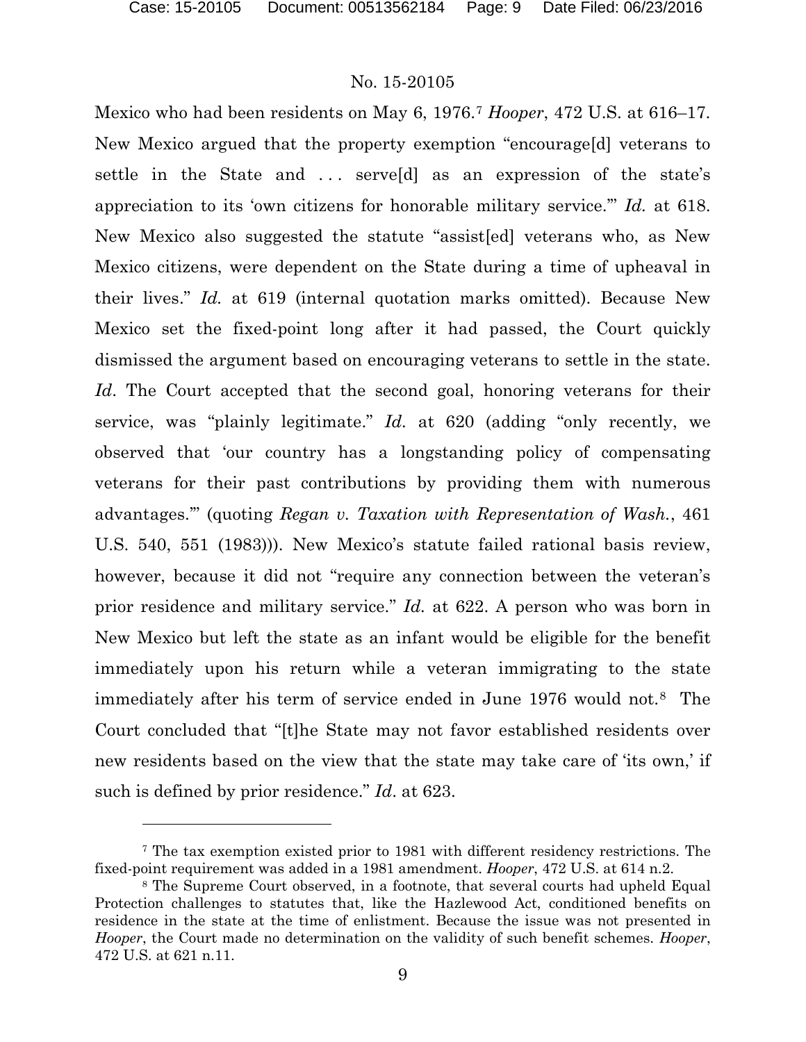Mexico who had been residents on May 6, 1976.[7] *Hooper*, 472 U.S. at 616–17. New Mexico argued that the property exemption "encourage[d] veterans to settle in the State and . . . serve[d] as an expression of the state's appreciation to its 'own citizens for honorable military service.'" *Id.* at 618. New Mexico also suggested the statute "assist[ed] veterans who, as New Mexico citizens, were dependent on the State during a time of upheaval in their lives." *Id.* at 619 (internal quotation marks omitted). Because New Mexico set the fixed-point long after it had passed, the Court quickly dismissed the argument based on encouraging veterans to settle in the state. *Id*. The Court accepted that the second goal, honoring veterans for their service, was "plainly legitimate." *Id.* at 620 (adding "only recently, we observed that 'our country has a longstanding policy of compensating veterans for their past contributions by providing them with numerous advantages.'" (quoting *Regan v. Taxation with Representation of Wash.*, 461 U.S. 540, 551 (1983))). New Mexico's statute failed rational basis review, however, because it did not "require any connection between the veteran's prior residence and military service." *Id.* at 622. A person who was born in New Mexico but left the state as an infant would be eligible for the benefit immediately upon his return while a veteran immigrating to the state immediately after his term of service ended in June 1976 would not.[8] The Court concluded that "[t]he State may not favor established residents over new residents based on the view that the state may take care of 'its own,' if such is defined by prior residence." *Id*. at 623.

---

[7] The tax exemption existed prior to 1981 with different residency restrictions. The fixed-point requirement was added in a 1981 amendment. *Hooper*, 472 U.S. at 614 n.2.

[8] The Supreme Court observed, in a footnote, that several courts had upheld Equal Protection challenges to statutes that, like the Hazlewood Act, conditioned benefits on residence in the state at the time of enlistment. Because the issue was not presented in *Hooper*, the Court made no determination on the validity of such benefit schemes. *Hooper*, 472 U.S. at 621 n.11.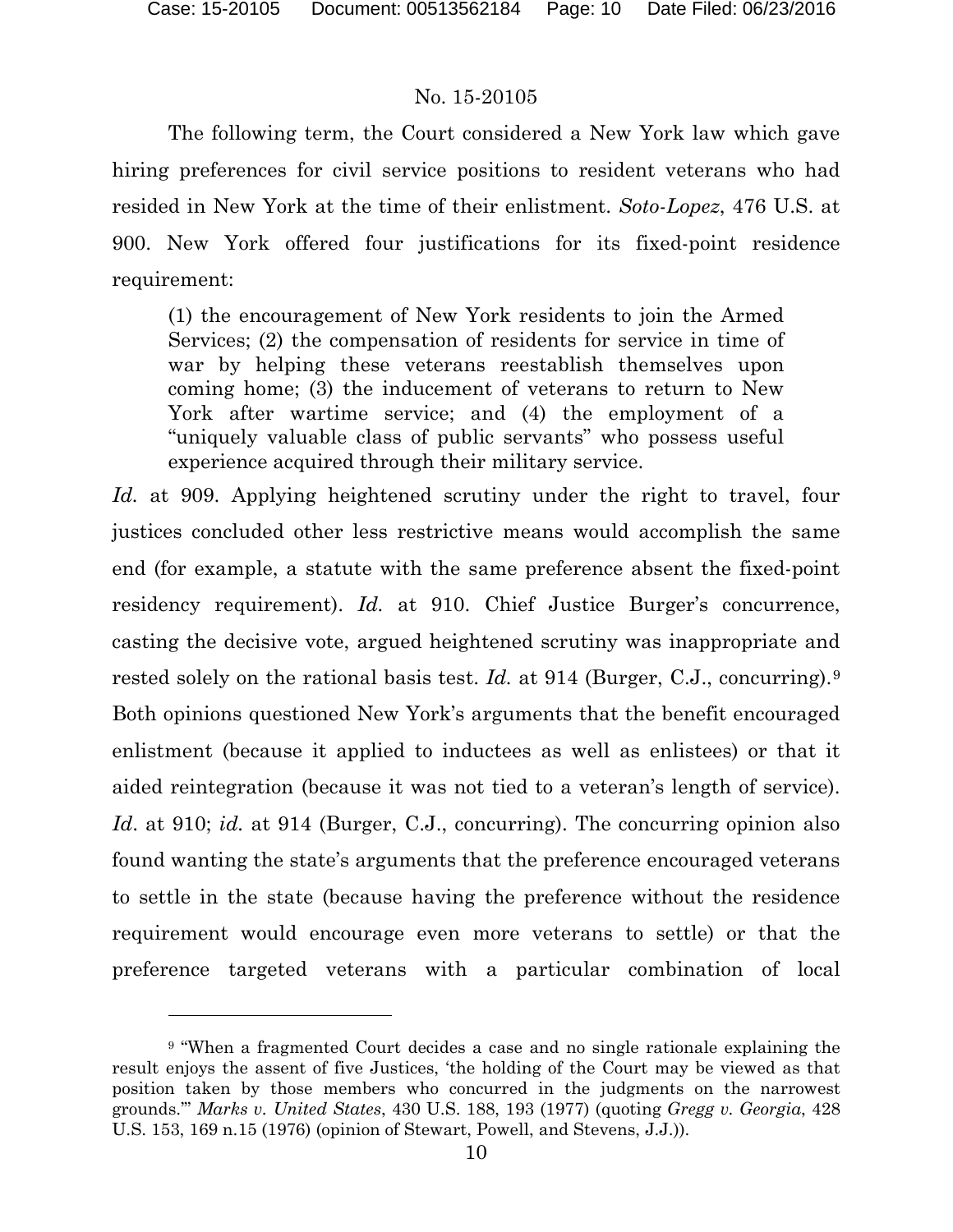The following term, the Court considered a New York law which gave hiring preferences for civil service positions to resident veterans who had resided in New York at the time of their enlistment. *Soto-Lopez*, 476 U.S. at 900. New York offered four justifications for its fixed-point residence requirement:

> (1) the encouragement of New York residents to join the Armed Services; (2) the compensation of residents for service in time of war by helping these veterans reestablish themselves upon coming home; (3) the inducement of veterans to return to New York after wartime service; and (4) the employment of a "uniquely valuable class of public servants" who possess useful experience acquired through their military service.

*Id.* at 909. Applying heightened scrutiny under the right to travel, four justices concluded other less restrictive means would accomplish the same end (for example, a statute with the same preference absent the fixed-point residency requirement). *Id.* at 910. Chief Justice Burger's concurrence, casting the decisive vote, argued heightened scrutiny was inappropriate and rested solely on the rational basis test. *Id.* at 914 (Burger, C.J., concurring).[9] Both opinions questioned New York's arguments that the benefit encouraged enlistment (because it applied to inductees as well as enlistees) or that it aided reintegration (because it was not tied to a veteran's length of service). *Id*. at 910; *id.* at 914 (Burger, C.J., concurring). The concurring opinion also found wanting the state's arguments that the preference encouraged veterans to settle in the state (because having the preference without the residence requirement would encourage even more veterans to settle) or that the preference targeted veterans with a particular combination of local

---

[9] "When a fragmented Court decides a case and no single rationale explaining the result enjoys the assent of five Justices, 'the holding of the Court may be viewed as that position taken by those members who concurred in the judgments on the narrowest grounds.'" *Marks v. United States*, 430 U.S. 188, 193 (1977) (quoting *Gregg v. Georgia*, 428 U.S. 153, 169 n.15 (1976) (opinion of Stewart, Powell, and Stevens, J.J.)).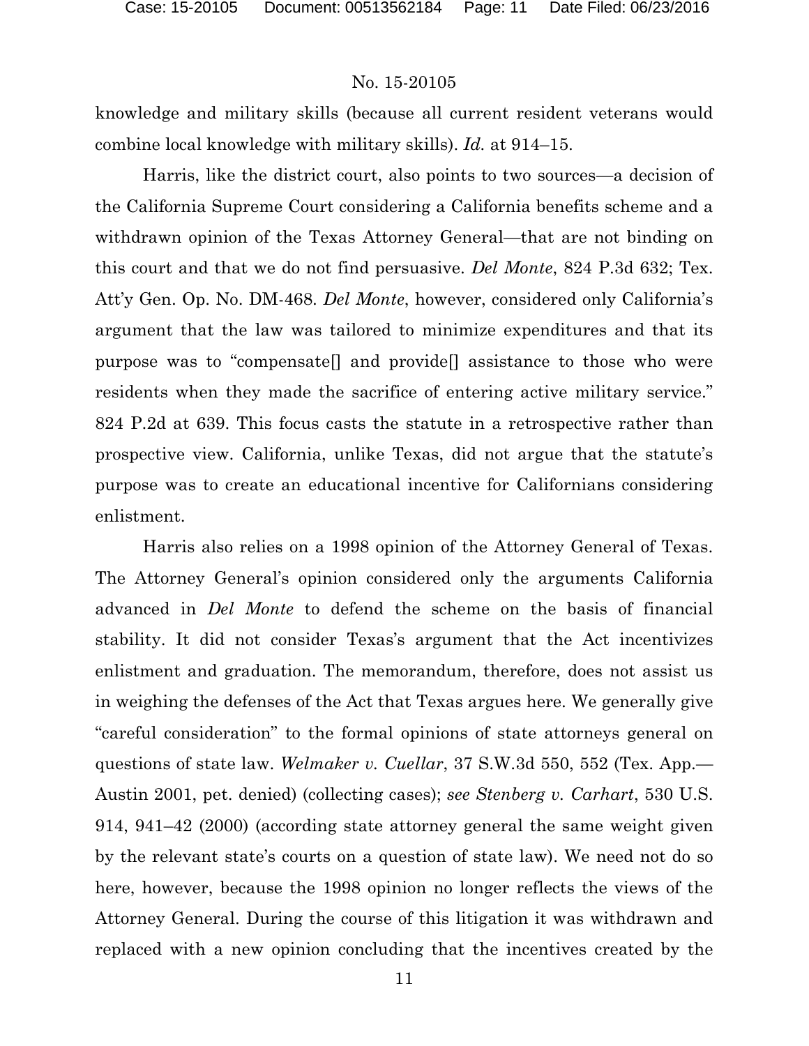knowledge and military skills (because all current resident veterans would combine local knowledge with military skills). *Id.* at 914–15.

Harris, like the district court, also points to two sources—a decision of the California Supreme Court considering a California benefits scheme and a withdrawn opinion of the Texas Attorney General—that are not binding on this court and that we do not find persuasive. *Del Monte*, 824 P.3d 632; Tex. Att'y Gen. Op. No. DM-468. *Del Monte*, however, considered only California's argument that the law was tailored to minimize expenditures and that its purpose was to "compensate[] and provide[] assistance to those who were residents when they made the sacrifice of entering active military service." 824 P.2d at 639. This focus casts the statute in a retrospective rather than prospective view. California, unlike Texas, did not argue that the statute's purpose was to create an educational incentive for Californians considering enlistment.

Harris also relies on a 1998 opinion of the Attorney General of Texas. The Attorney General's opinion considered only the arguments California advanced in *Del Monte* to defend the scheme on the basis of financial stability. It did not consider Texas's argument that the Act incentivizes enlistment and graduation. The memorandum, therefore, does not assist us in weighing the defenses of the Act that Texas argues here. We generally give "careful consideration" to the formal opinions of state attorneys general on questions of state law. *Welmaker v. Cuellar*, 37 S.W.3d 550, 552 (Tex. App.—Austin 2001, pet. denied) (collecting cases); *see Stenberg v. Carhart*, 530 U.S. 914, 941–42 (2000) (according state attorney general the same weight given by the relevant state's courts on a question of state law). We need not do so here, however, because the 1998 opinion no longer reflects the views of the Attorney General. During the course of this litigation it was withdrawn and replaced with a new opinion concluding that the incentives created by the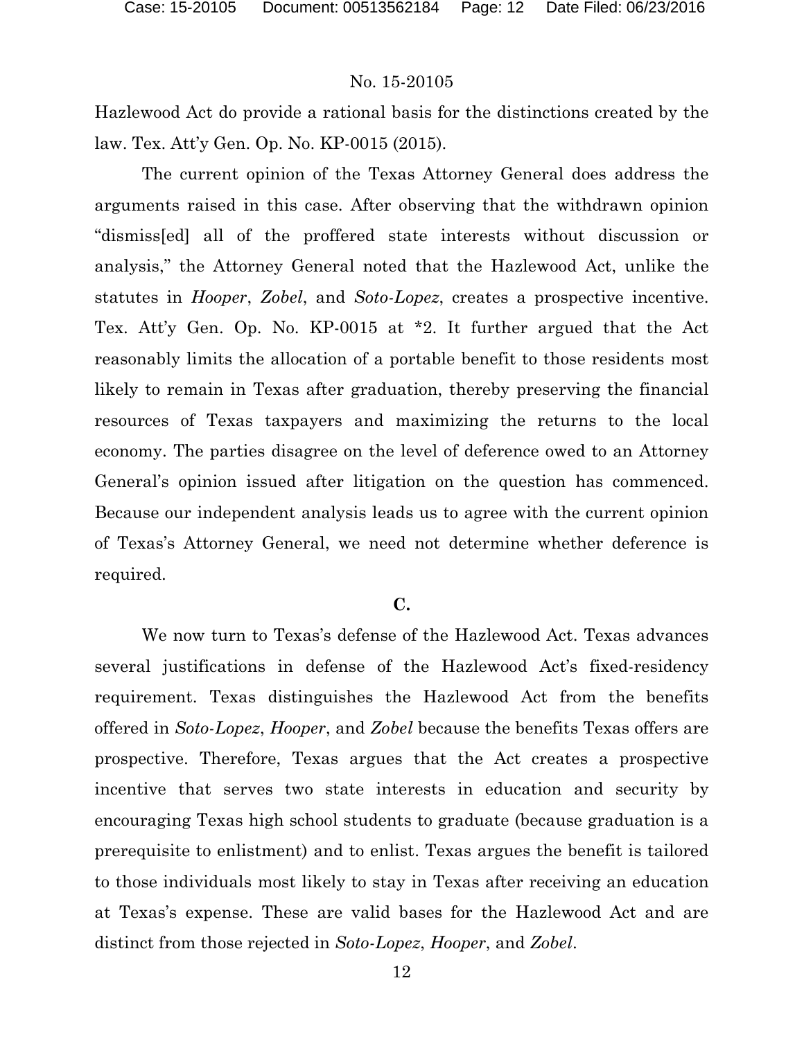Hazlewood Act do provide a rational basis for the distinctions created by the law. Tex. Att'y Gen. Op. No. KP-0015 (2015).

The current opinion of the Texas Attorney General does address the arguments raised in this case. After observing that the withdrawn opinion "dismiss[ed] all of the proffered state interests without discussion or analysis," the Attorney General noted that the Hazlewood Act, unlike the statutes in *Hooper*, *Zobel*, and *Soto-Lopez*, creates a prospective incentive. Tex. Att'y Gen. Op. No. KP-0015 at *2. It further argued that the Act reasonably limits the allocation of a portable benefit to those residents most likely to remain in Texas after graduation, thereby preserving the financial resources of Texas taxpayers and maximizing the returns to the local economy. The parties disagree on the level of deference owed to an Attorney General's opinion issued after litigation on the question has commenced. Because our independent analysis leads us to agree with the current opinion of Texas's Attorney General, we need not determine whether deference is required.

**C.**

We now turn to Texas's defense of the Hazlewood Act. Texas advances several justifications in defense of the Hazlewood Act's fixed-residency requirement. Texas distinguishes the Hazlewood Act from the benefits offered in *Soto-Lopez*, *Hooper*, and *Zobel* because the benefits Texas offers are prospective. Therefore, Texas argues that the Act creates a prospective incentive that serves two state interests in education and security by encouraging Texas high school students to graduate (because graduation is a prerequisite to enlistment) and to enlist. Texas argues the benefit is tailored to those individuals most likely to stay in Texas after receiving an education at Texas's expense. These are valid bases for the Hazlewood Act and are distinct from those rejected in *Soto-Lopez*, *Hooper*, and *Zobel*.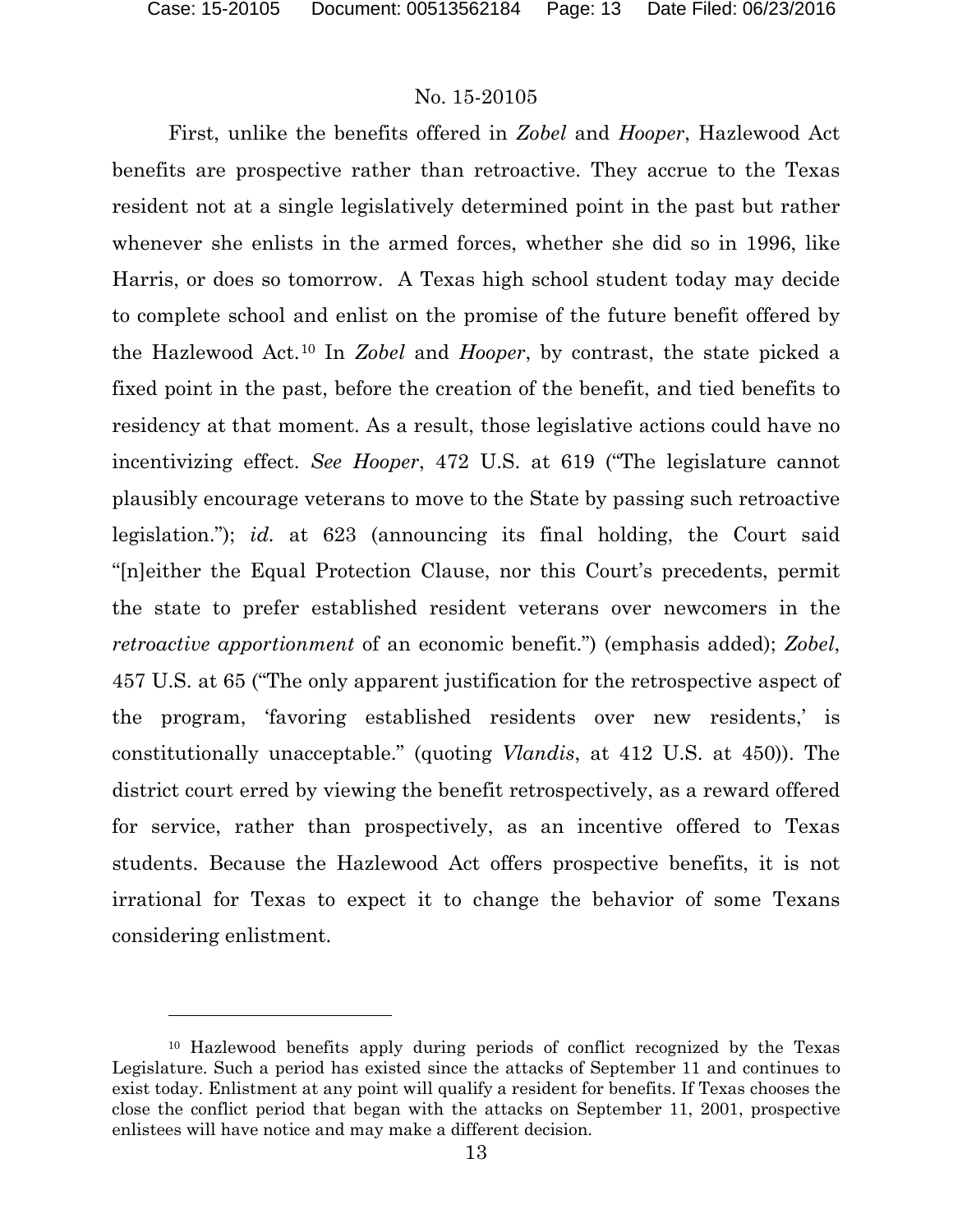First, unlike the benefits offered in *Zobel* and *Hooper*, Hazlewood Act benefits are prospective rather than retroactive. They accrue to the Texas resident not at a single legislatively determined point in the past but rather whenever she enlists in the armed forces, whether she did so in 1996, like Harris, or does so tomorrow. A Texas high school student today may decide to complete school and enlist on the promise of the future benefit offered by the Hazlewood Act.[10] In *Zobel* and *Hooper*, by contrast, the state picked a fixed point in the past, before the creation of the benefit, and tied benefits to residency at that moment. As a result, those legislative actions could have no incentivizing effect. *See Hooper*, 472 U.S. at 619 ("The legislature cannot plausibly encourage veterans to move to the State by passing such retroactive legislation."); *id.* at 623 (announcing its final holding, the Court said "[n]either the Equal Protection Clause, nor this Court's precedents, permit the state to prefer established resident veterans over newcomers in the *retroactive apportionment* of an economic benefit.") (emphasis added); *Zobel*, 457 U.S. at 65 ("The only apparent justification for the retrospective aspect of the program, 'favoring established residents over new residents,' is constitutionally unacceptable." (quoting *Vlandis*, at 412 U.S. at 450)). The district court erred by viewing the benefit retrospectively, as a reward offered for service, rather than prospectively, as an incentive offered to Texas students. Because the Hazlewood Act offers prospective benefits, it is not irrational for Texas to expect it to change the behavior of some Texans considering enlistment.

---

[10] Hazlewood benefits apply during periods of conflict recognized by the Texas Legislature. Such a period has existed since the attacks of September 11 and continues to exist today. Enlistment at any point will qualify a resident for benefits. If Texas chooses the close the conflict period that began with the attacks on September 11, 2001, prospective enlistees will have notice and may make a different decision.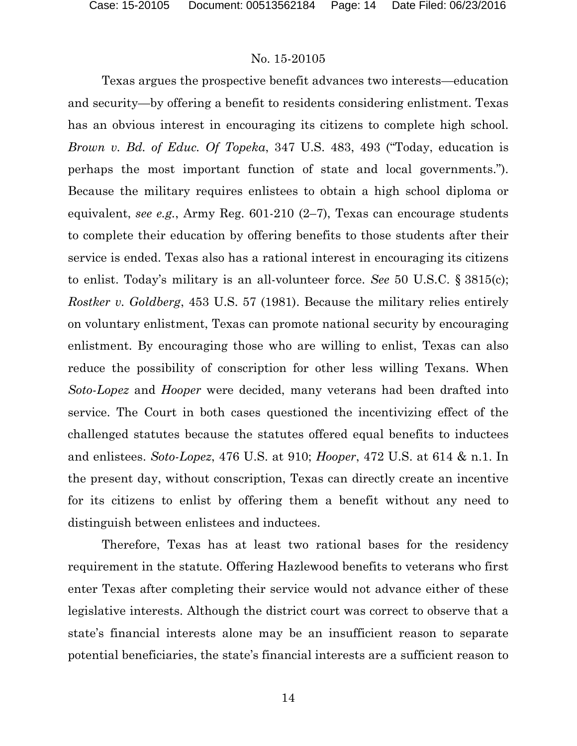Texas argues the prospective benefit advances two interests—education and security—by offering a benefit to residents considering enlistment. Texas has an obvious interest in encouraging its citizens to complete high school. *Brown v. Bd. of Educ. Of Topeka*, 347 U.S. 483, 493 ("Today, education is perhaps the most important function of state and local governments."). Because the military requires enlistees to obtain a high school diploma or equivalent, *see e.g.*, Army Reg. 601-210 (2–7), Texas can encourage students to complete their education by offering benefits to those students after their service is ended. Texas also has a rational interest in encouraging its citizens to enlist. Today's military is an all-volunteer force. *See* 50 U.S.C. § 3815(c); *Rostker v. Goldberg*, 453 U.S. 57 (1981). Because the military relies entirely on voluntary enlistment, Texas can promote national security by encouraging enlistment. By encouraging those who are willing to enlist, Texas can also reduce the possibility of conscription for other less willing Texans. When *Soto-Lopez* and *Hooper* were decided, many veterans had been drafted into service. The Court in both cases questioned the incentivizing effect of the challenged statutes because the statutes offered equal benefits to inductees and enlistees. *Soto-Lopez*, 476 U.S. at 910; *Hooper*, 472 U.S. at 614 & n.1. In the present day, without conscription, Texas can directly create an incentive for its citizens to enlist by offering them a benefit without any need to distinguish between enlistees and inductees.

Therefore, Texas has at least two rational bases for the residency requirement in the statute. Offering Hazlewood benefits to veterans who first enter Texas after completing their service would not advance either of these legislative interests. Although the district court was correct to observe that a state's financial interests alone may be an insufficient reason to separate potential beneficiaries, the state's financial interests are a sufficient reason to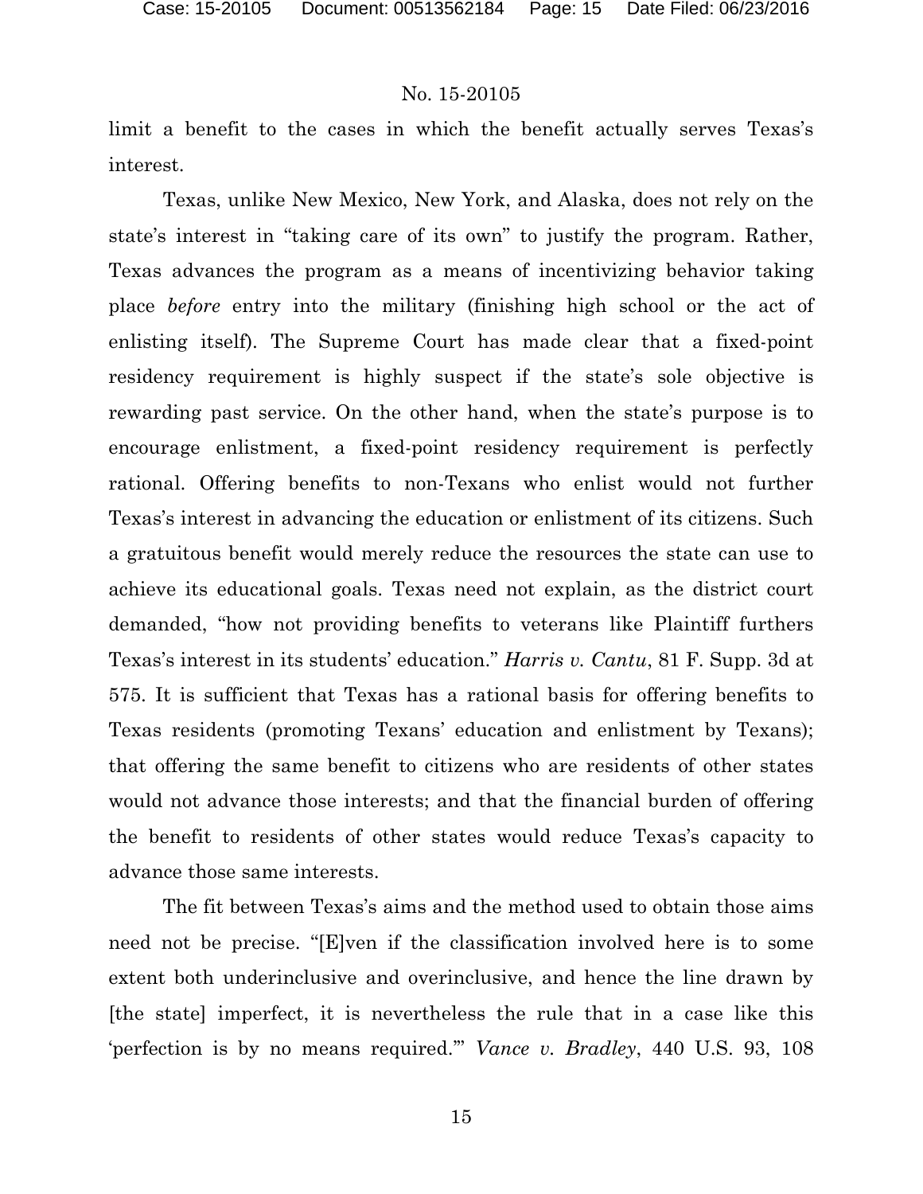limit a benefit to the cases in which the benefit actually serves Texas's interest.

Texas, unlike New Mexico, New York, and Alaska, does not rely on the state's interest in "taking care of its own" to justify the program. Rather, Texas advances the program as a means of incentivizing behavior taking place *before* entry into the military (finishing high school or the act of enlisting itself). The Supreme Court has made clear that a fixed-point residency requirement is highly suspect if the state's sole objective is rewarding past service. On the other hand, when the state's purpose is to encourage enlistment, a fixed-point residency requirement is perfectly rational. Offering benefits to non-Texans who enlist would not further Texas's interest in advancing the education or enlistment of its citizens. Such a gratuitous benefit would merely reduce the resources the state can use to achieve its educational goals. Texas need not explain, as the district court demanded, "how not providing benefits to veterans like Plaintiff furthers Texas's interest in its students' education." *Harris v. Cantu*, 81 F. Supp. 3d at 575. It is sufficient that Texas has a rational basis for offering benefits to Texas residents (promoting Texans' education and enlistment by Texans); that offering the same benefit to citizens who are residents of other states would not advance those interests; and that the financial burden of offering the benefit to residents of other states would reduce Texas's capacity to advance those same interests.

The fit between Texas's aims and the method used to obtain those aims need not be precise. "[E]ven if the classification involved here is to some extent both underinclusive and overinclusive, and hence the line drawn by [the state] imperfect, it is nevertheless the rule that in a case like this 'perfection is by no means required.'" *Vance v. Bradley*, 440 U.S. 93, 108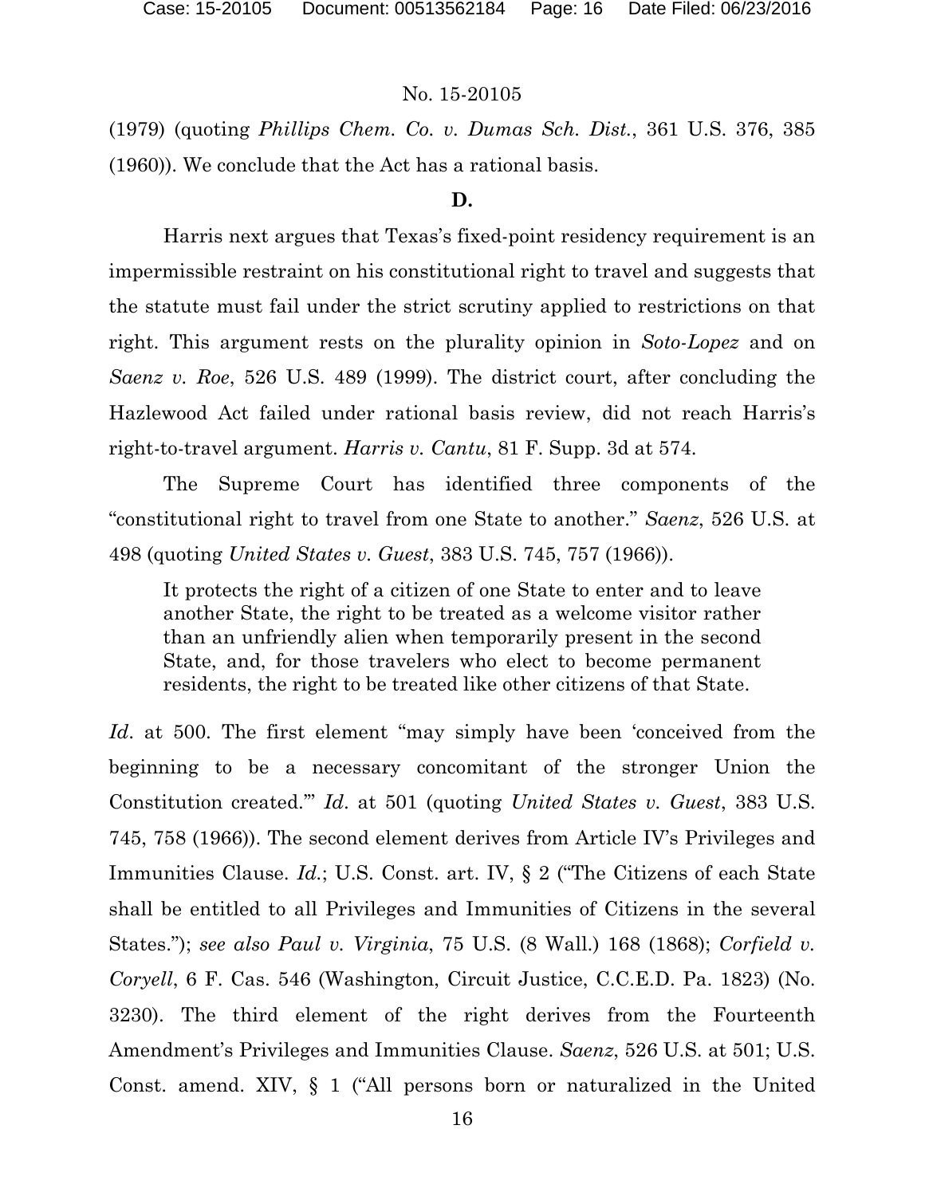(1979) (quoting *Phillips Chem. Co. v. Dumas Sch. Dist.*, 361 U.S. 376, 385 (1960)). We conclude that the Act has a rational basis.

**D.**

Harris next argues that Texas's fixed-point residency requirement is an impermissible restraint on his constitutional right to travel and suggests that the statute must fail under the strict scrutiny applied to restrictions on that right. This argument rests on the plurality opinion in *Soto-Lopez* and on *Saenz v. Roe*, 526 U.S. 489 (1999). The district court, after concluding the Hazlewood Act failed under rational basis review, did not reach Harris's right-to-travel argument. *Harris v. Cantu*, 81 F. Supp. 3d at 574.

The Supreme Court has identified three components of the "constitutional right to travel from one State to another." *Saenz*, 526 U.S. at 498 (quoting *United States v. Guest*, 383 U.S. 745, 757 (1966)).

> It protects the right of a citizen of one State to enter and to leave another State, the right to be treated as a welcome visitor rather than an unfriendly alien when temporarily present in the second State, and, for those travelers who elect to become permanent residents, the right to be treated like other citizens of that State.

*Id*. at 500. The first element "may simply have been 'conceived from the beginning to be a necessary concomitant of the stronger Union the Constitution created.'" *Id*. at 501 (quoting *United States v. Guest*, 383 U.S. 745, 758 (1966)). The second element derives from Article IV's Privileges and Immunities Clause. *Id.*; U.S. Const. art. IV, § 2 ("The Citizens of each State shall be entitled to all Privileges and Immunities of Citizens in the several States."); *see also Paul v. Virginia*, 75 U.S. (8 Wall.) 168 (1868); *Corfield v. Coryell*, 6 F. Cas. 546 (Washington, Circuit Justice, C.C.E.D. Pa. 1823) (No. 3230). The third element of the right derives from the Fourteenth Amendment's Privileges and Immunities Clause. *Saenz*, 526 U.S. at 501; U.S. Const. amend. XIV, § 1 ("All persons born or naturalized in the United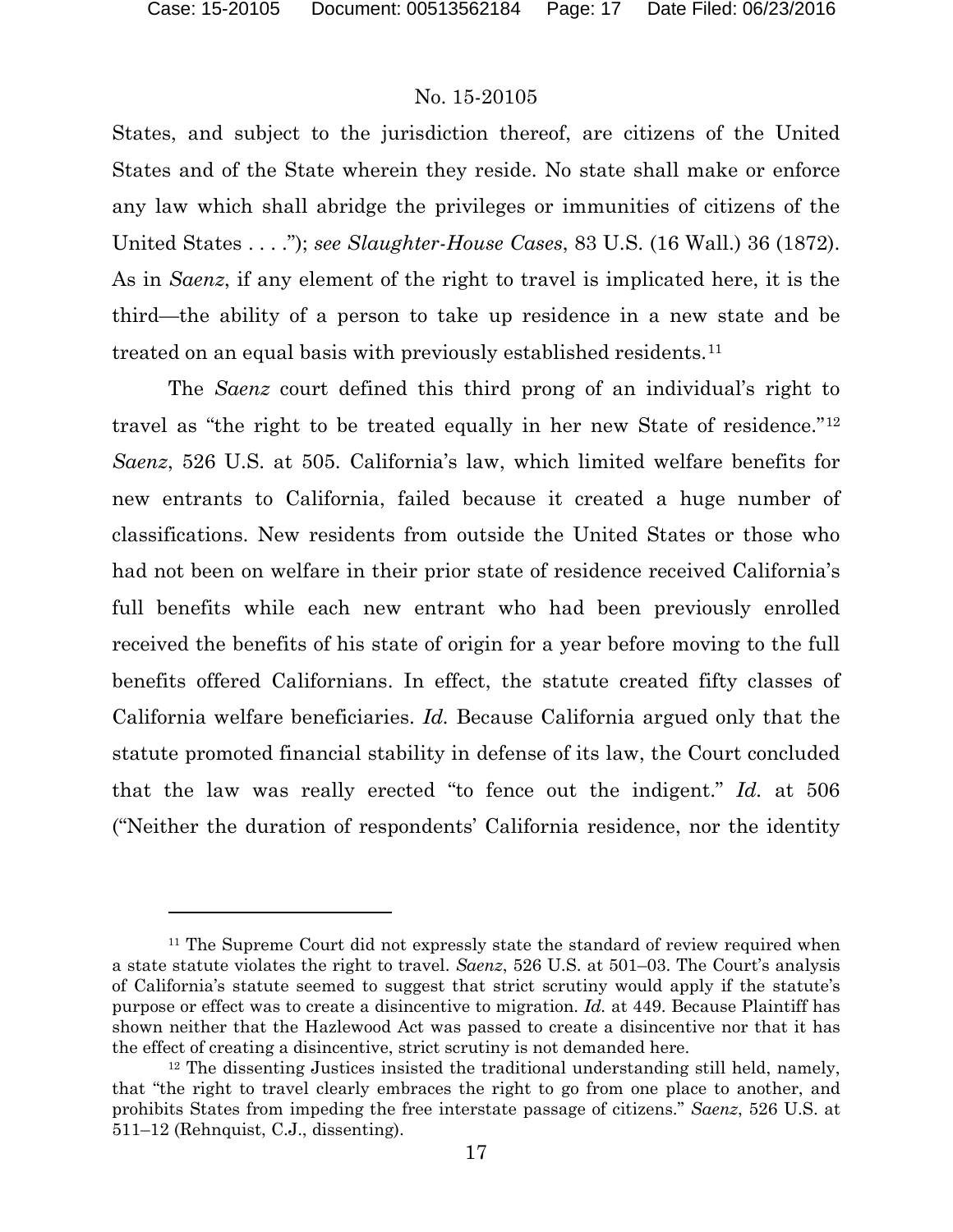States, and subject to the jurisdiction thereof, are citizens of the United States and of the State wherein they reside. No state shall make or enforce any law which shall abridge the privileges or immunities of citizens of the United States . . . ."); *see Slaughter-House Cases*, 83 U.S. (16 Wall.) 36 (1872). As in *Saenz*, if any element of the right to travel is implicated here, it is the third—the ability of a person to take up residence in a new state and be treated on an equal basis with previously established residents.[11]

The *Saenz* court defined this third prong of an individual's right to travel as "the right to be treated equally in her new State of residence."[12] *Saenz*, 526 U.S. at 505. California's law, which limited welfare benefits for new entrants to California, failed because it created a huge number of classifications. New residents from outside the United States or those who had not been on welfare in their prior state of residence received California's full benefits while each new entrant who had been previously enrolled received the benefits of his state of origin for a year before moving to the full benefits offered Californians. In effect, the statute created fifty classes of California welfare beneficiaries. *Id.* Because California argued only that the statute promoted financial stability in defense of its law, the Court concluded that the law was really erected "to fence out the indigent." *Id.* at 506 ("Neither the duration of respondents' California residence, nor the identity

---

[11] The Supreme Court did not expressly state the standard of review required when a state statute violates the right to travel. *Saenz*, 526 U.S. at 501–03. The Court's analysis of California's statute seemed to suggest that strict scrutiny would apply if the statute's purpose or effect was to create a disincentive to migration. *Id.* at 449. Because Plaintiff has shown neither that the Hazlewood Act was passed to create a disincentive nor that it has the effect of creating a disincentive, strict scrutiny is not demanded here.

[12] The dissenting Justices insisted the traditional understanding still held, namely, that "the right to travel clearly embraces the right to go from one place to another, and prohibits States from impeding the free interstate passage of citizens." *Saenz*, 526 U.S. at 511–12 (Rehnquist, C.J., dissenting).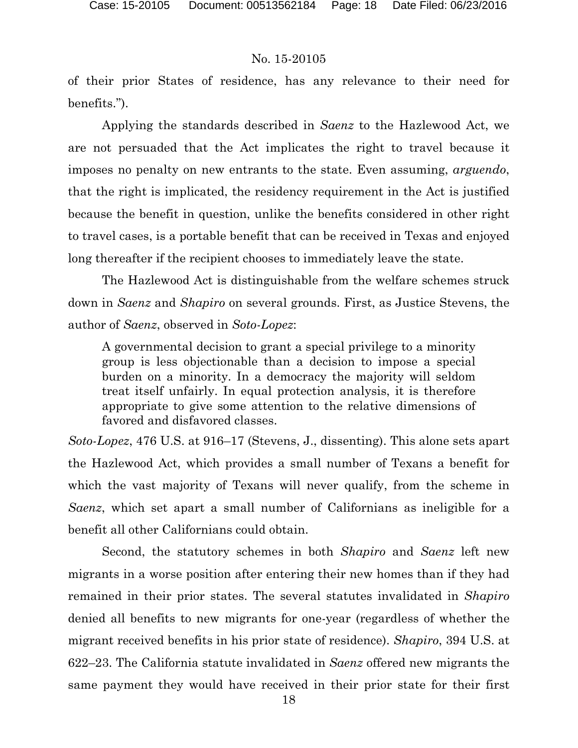of their prior States of residence, has any relevance to their need for benefits.").

Applying the standards described in *Saenz* to the Hazlewood Act, we are not persuaded that the Act implicates the right to travel because it imposes no penalty on new entrants to the state. Even assuming, *arguendo*, that the right is implicated, the residency requirement in the Act is justified because the benefit in question, unlike the benefits considered in other right to travel cases, is a portable benefit that can be received in Texas and enjoyed long thereafter if the recipient chooses to immediately leave the state.

The Hazlewood Act is distinguishable from the welfare schemes struck down in *Saenz* and *Shapiro* on several grounds. First, as Justice Stevens, the author of *Saenz*, observed in *Soto-Lopez*:

> A governmental decision to grant a special privilege to a minority group is less objectionable than a decision to impose a special burden on a minority. In a democracy the majority will seldom treat itself unfairly. In equal protection analysis, it is therefore appropriate to give some attention to the relative dimensions of favored and disfavored classes.

*Soto-Lopez*, 476 U.S. at 916–17 (Stevens, J., dissenting). This alone sets apart the Hazlewood Act, which provides a small number of Texans a benefit for which the vast majority of Texans will never qualify, from the scheme in *Saenz*, which set apart a small number of Californians as ineligible for a benefit all other Californians could obtain.

Second, the statutory schemes in both *Shapiro* and *Saenz* left new migrants in a worse position after entering their new homes than if they had remained in their prior states. The several statutes invalidated in *Shapiro* denied all benefits to new migrants for one-year (regardless of whether the migrant received benefits in his prior state of residence). *Shapiro*, 394 U.S. at 622–23. The California statute invalidated in *Saenz* offered new migrants the same payment they would have received in their prior state for their first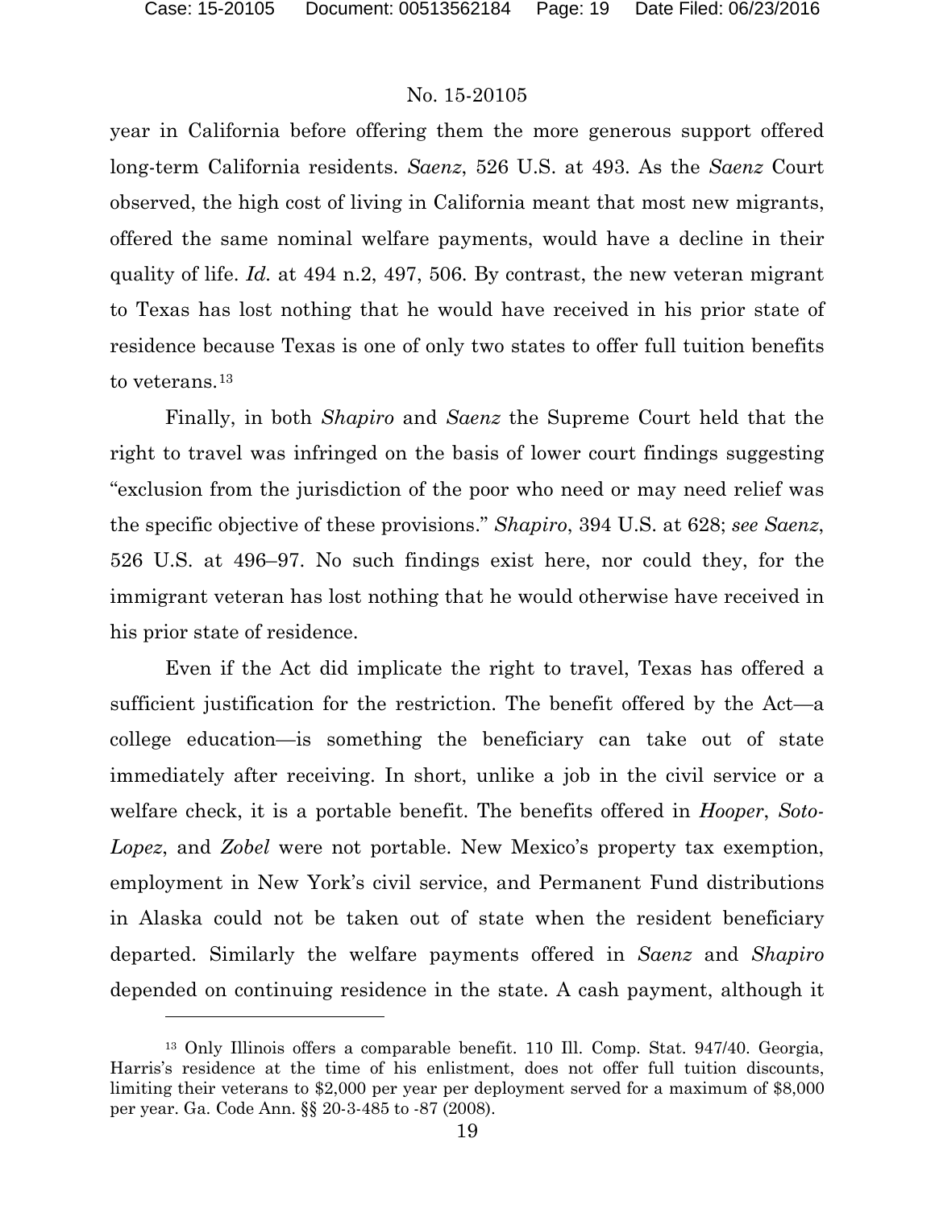year in California before offering them the more generous support offered long-term California residents. *Saenz*, 526 U.S. at 493. As the *Saenz* Court observed, the high cost of living in California meant that most new migrants, offered the same nominal welfare payments, would have a decline in their quality of life. *Id.* at 494 n.2, 497, 506. By contrast, the new veteran migrant to Texas has lost nothing that he would have received in his prior state of residence because Texas is one of only two states to offer full tuition benefits to veterans.[13]

Finally, in both *Shapiro* and *Saenz* the Supreme Court held that the right to travel was infringed on the basis of lower court findings suggesting "exclusion from the jurisdiction of the poor who need or may need relief was the specific objective of these provisions." *Shapiro*, 394 U.S. at 628; *see Saenz*, 526 U.S. at 496–97. No such findings exist here, nor could they, for the immigrant veteran has lost nothing that he would otherwise have received in his prior state of residence.

Even if the Act did implicate the right to travel, Texas has offered a sufficient justification for the restriction. The benefit offered by the Act—a college education—is something the beneficiary can take out of state immediately after receiving. In short, unlike a job in the civil service or a welfare check, it is a portable benefit. The benefits offered in *Hooper*, *Soto-Lopez*, and *Zobel* were not portable. New Mexico's property tax exemption, employment in New York's civil service, and Permanent Fund distributions in Alaska could not be taken out of state when the resident beneficiary departed. Similarly the welfare payments offered in *Saenz* and *Shapiro* depended on continuing residence in the state. A cash payment, although it

---

[13] Only Illinois offers a comparable benefit. 110 Ill. Comp. Stat. 947/40. Georgia, Harris's residence at the time of his enlistment, does not offer full tuition discounts, limiting their veterans to $2,000 per year per deployment served for a maximum of $8,000 per year. Ga. Code Ann. §§ 20-3-485 to -87 (2008).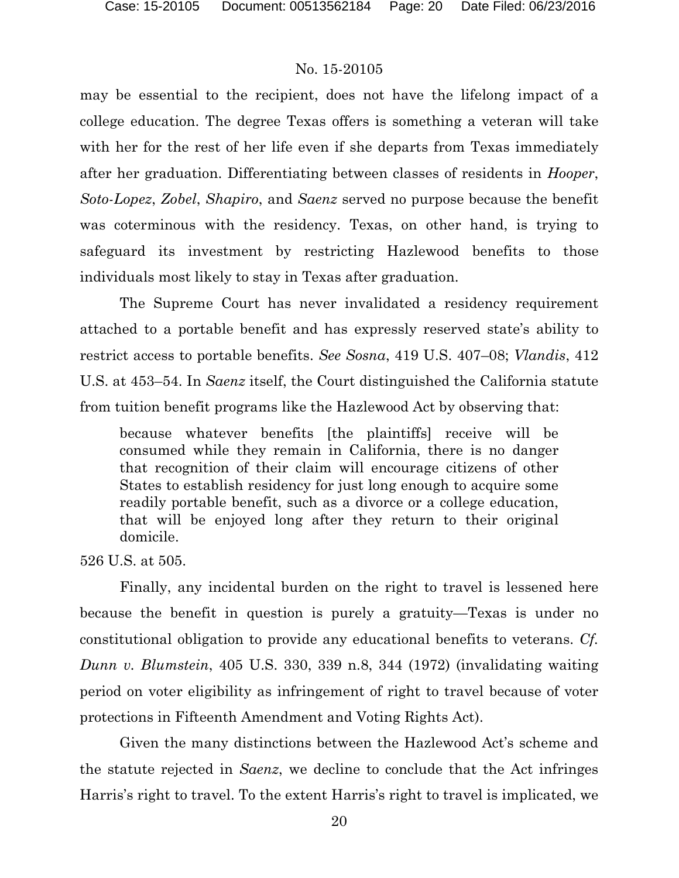may be essential to the recipient, does not have the lifelong impact of a college education. The degree Texas offers is something a veteran will take with her for the rest of her life even if she departs from Texas immediately after her graduation. Differentiating between classes of residents in *Hooper*, *Soto-Lopez*, *Zobel*, *Shapiro*, and *Saenz* served no purpose because the benefit was coterminous with the residency. Texas, on other hand, is trying to safeguard its investment by restricting Hazlewood benefits to those individuals most likely to stay in Texas after graduation.

The Supreme Court has never invalidated a residency requirement attached to a portable benefit and has expressly reserved state's ability to restrict access to portable benefits. *See Sosna*, 419 U.S. 407–08; *Vlandis*, 412 U.S. at 453–54. In *Saenz* itself, the Court distinguished the California statute from tuition benefit programs like the Hazlewood Act by observing that:

> because whatever benefits [the plaintiffs] receive will be consumed while they remain in California, there is no danger that recognition of their claim will encourage citizens of other States to establish residency for just long enough to acquire some readily portable benefit, such as a divorce or a college education, that will be enjoyed long after they return to their original domicile.

526 U.S. at 505.

Finally, any incidental burden on the right to travel is lessened here because the benefit in question is purely a gratuity—Texas is under no constitutional obligation to provide any educational benefits to veterans. *Cf. Dunn v. Blumstein*, 405 U.S. 330, 339 n.8, 344 (1972) (invalidating waiting period on voter eligibility as infringement of right to travel because of voter protections in Fifteenth Amendment and Voting Rights Act).

Given the many distinctions between the Hazlewood Act's scheme and the statute rejected in *Saenz*, we decline to conclude that the Act infringes Harris's right to travel. To the extent Harris's right to travel is implicated, we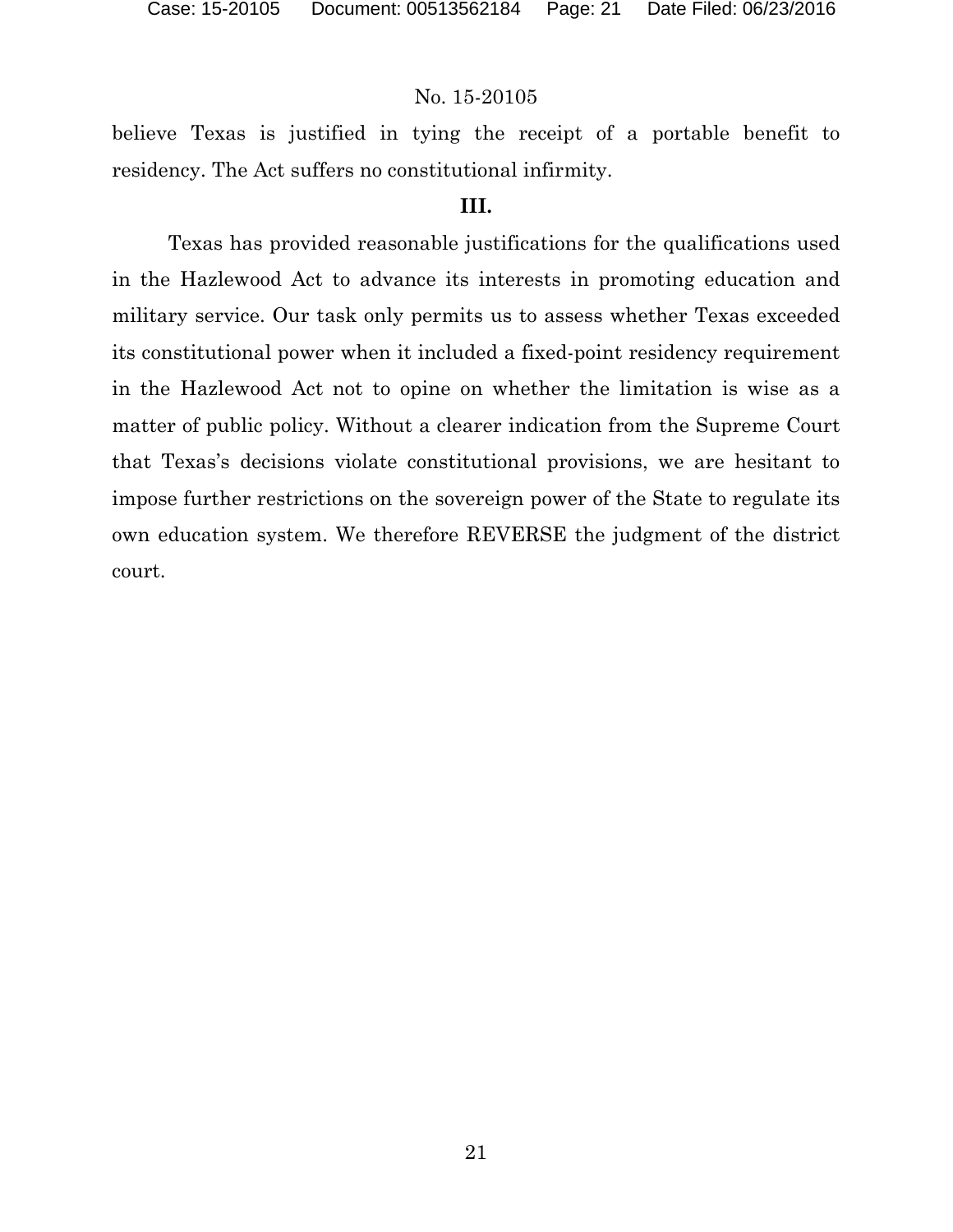believe Texas is justified in tying the receipt of a portable benefit to residency. The Act suffers no constitutional infirmity.

### III.

Texas has provided reasonable justifications for the qualifications used in the Hazlewood Act to advance its interests in promoting education and military service. Our task only permits us to assess whether Texas exceeded its constitutional power when it included a fixed-point residency requirement in the Hazlewood Act not to opine on whether the limitation is wise as a matter of public policy. Without a clearer indication from the Supreme Court that Texas's decisions violate constitutional provisions, we are hesitant to impose further restrictions on the sovereign power of the State to regulate its own education system. We therefore REVERSE the judgment of the district court.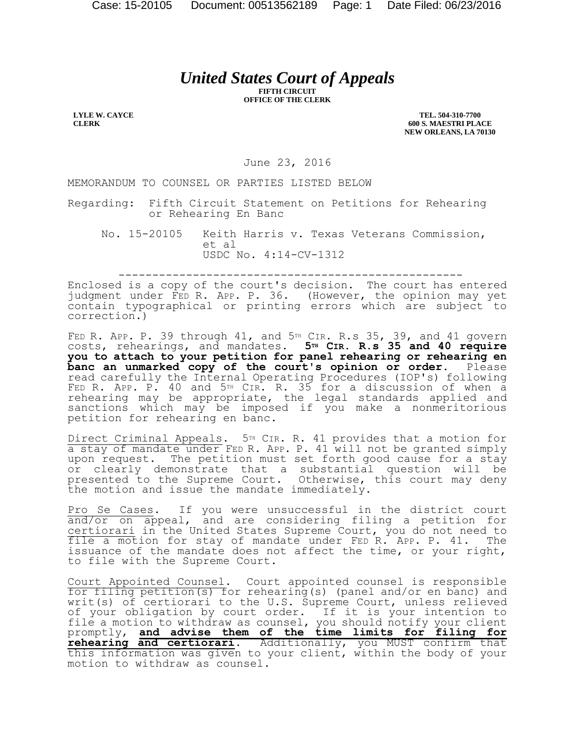# *United States Court of Appeals*

**FIFTH CIRCUIT**
**OFFICE OF THE CLERK**

**LYLE W. CAYCE**
**CLERK**

**TEL. 504-310-7700**
**600 S. MAESTRI PLACE**
**NEW ORLEANS, LA 70130**

June 23, 2016

MEMORANDUM TO COUNSEL OR PARTIES LISTED BELOW

Regarding: Fifth Circuit Statement on Petitions for Rehearing or Rehearing En Banc

No. 15-20105 Keith Harris v. Texas Veterans Commission, et al
USDC No. 4:14-CV-1312

---------------------------------------------------

Enclosed is a copy of the court's decision. The court has entered judgment under FED R. APP. P. 36. (However, the opinion may yet contain typographical or printing errors which are subject to correction.)

FED R. APP. P. 39 through 41, and 5TH CIR. R.s 35, 39, and 41 govern costs, rehearings, and mandates. **5TH CIR. R.s 35 and 40 require you to attach to your petition for panel rehearing or rehearing en banc an unmarked copy of the court's opinion or order.** Please read carefully the Internal Operating Procedures (IOP's) following FED R. APP. P. 40 and 5TH CIR. R. 35 for a discussion of when a rehearing may be appropriate, the legal standards applied and sanctions which may be imposed if you make a nonmeritorious petition for rehearing en banc.

Direct Criminal Appeals. 5TH CIR. R. 41 provides that a motion for a stay of mandate under FED R. APP. P. 41 will not be granted simply upon request. The petition must set forth good cause for a stay or clearly demonstrate that a substantial question will be presented to the Supreme Court. Otherwise, this court may deny the motion and issue the mandate immediately.

Pro Se Cases. If you were unsuccessful in the district court and/or on appeal, and are considering filing a petition for certiorari in the United States Supreme Court, you do not need to file a motion for stay of mandate under FED R. APP. P. 41. The issuance of the mandate does not affect the time, or your right, to file with the Supreme Court.

Court Appointed Counsel. Court appointed counsel is responsible for filing petition(s) for rehearing(s) (panel and/or en banc) and writ(s) of certiorari to the U.S. Supreme Court, unless relieved of your obligation by court order. If it is your intention to file a motion to withdraw as counsel, you should notify your client promptly, **and advise them of the time limits for filing for rehearing and certiorari**. Additionally, you MUST confirm that this information was given to your client, within the body of your motion to withdraw as counsel.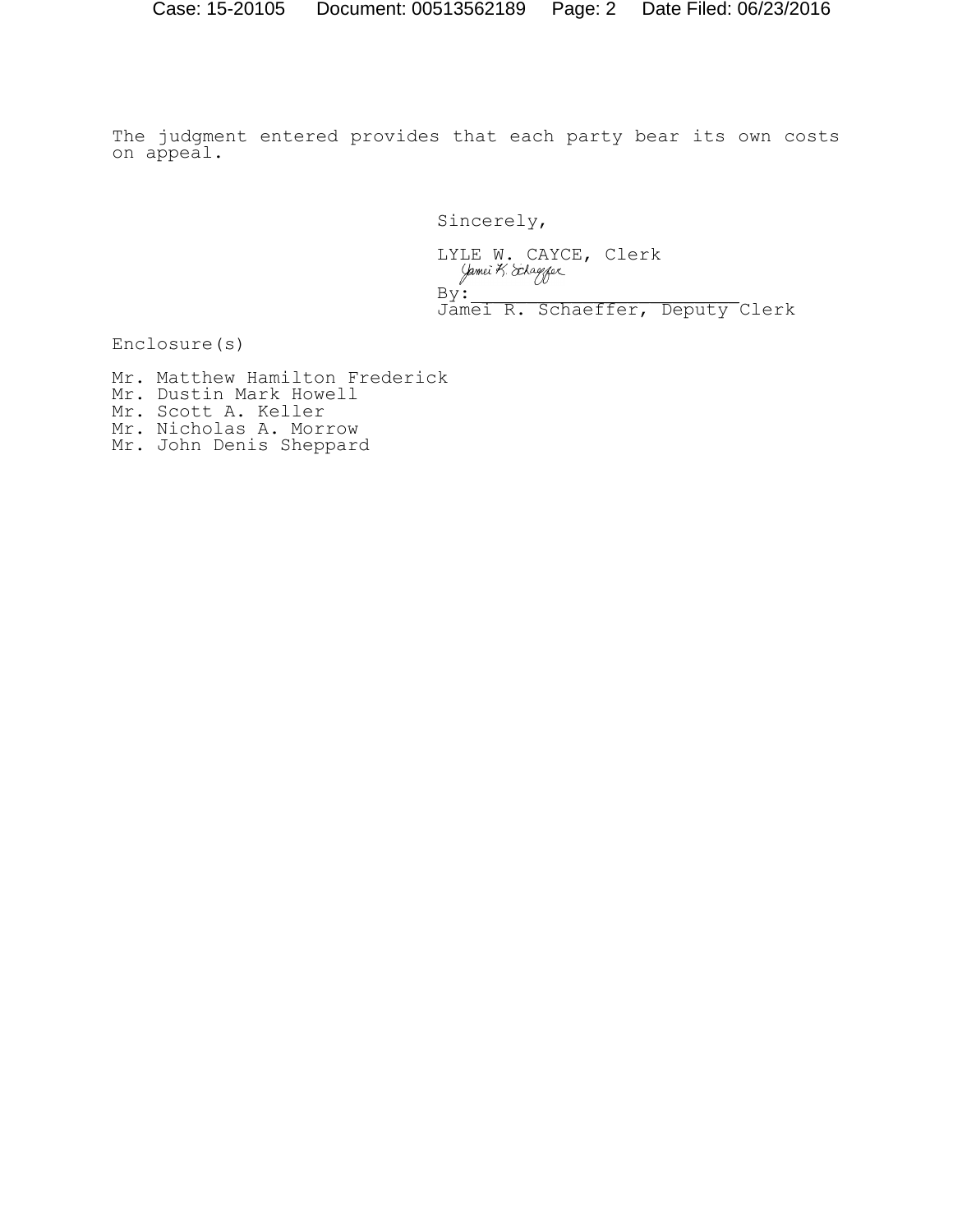The judgment entered provides that each party bear its own costs on appeal.

Sincerely,

LYLE W. CAYCE, Clerk

By: Jamei R. Schaeffer

Jamei R. Schaeffer, Deputy Clerk

Enclosure(s)

Mr. Matthew Hamilton Frederick
Mr. Dustin Mark Howell
Mr. Scott A. Keller
Mr. Nicholas A. Morrow
Mr. John Denis Sheppard